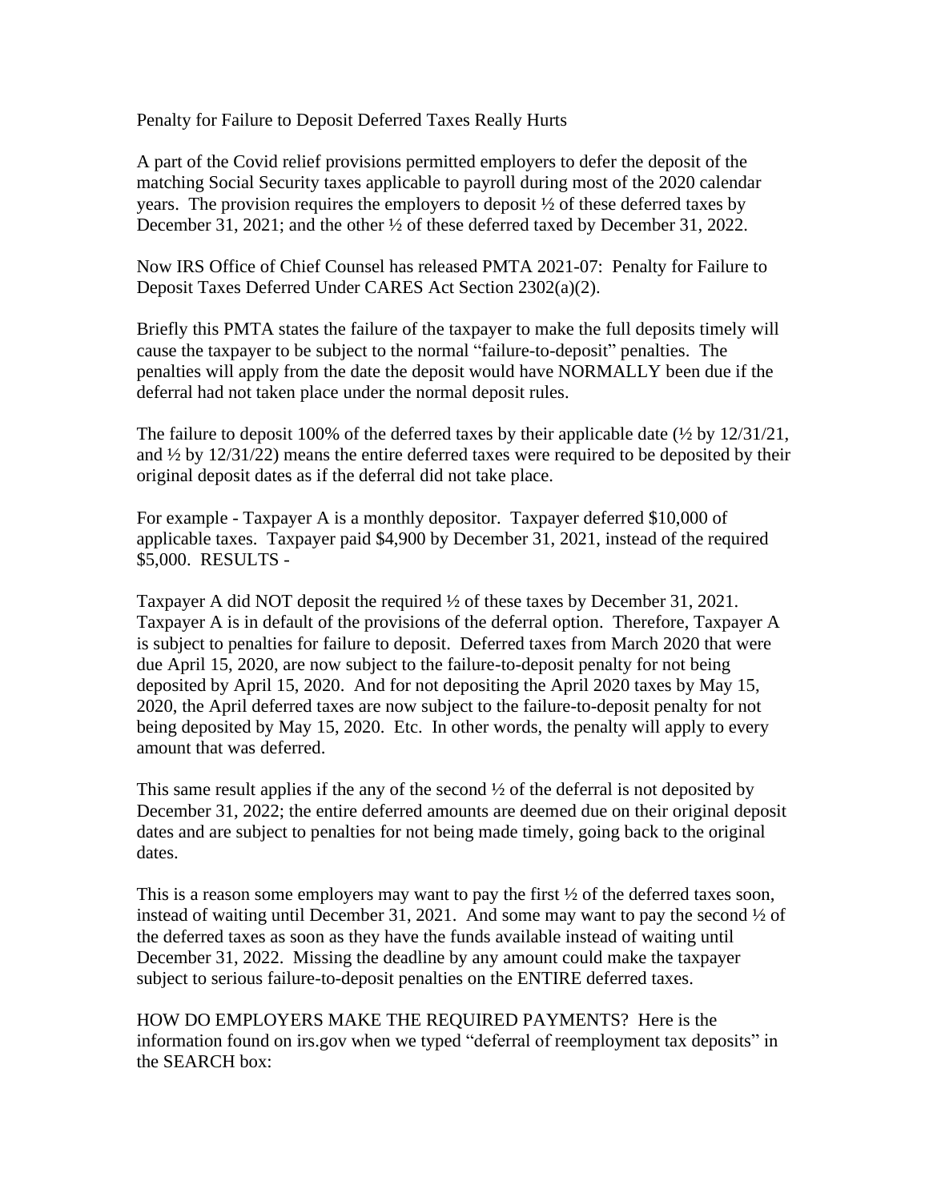# Penalty for Failure to Deposit Deferred Taxes Really Hurts

A part of the Covid relief provisions permitted employers to defer the deposit of the matching Social Security taxes applicable to payroll during most of the 2020 calendar years. The provision requires the employers to deposit ½ of these deferred taxes by December 31, 2021; and the other ½ of these deferred taxed by December 31, 2022.

Now IRS Office of Chief Counsel has released PMTA 2021-07: Penalty for Failure to Deposit Taxes Deferred Under CARES Act Section 2302(a)(2).

Briefly this PMTA states the failure of the taxpayer to make the full deposits timely will cause the taxpayer to be subject to the normal "failure-to-deposit" penalties. The penalties will apply from the date the deposit would have NORMALLY been due if the deferral had not taken place under the normal deposit rules.

The failure to deposit 100% of the deferred taxes by their applicable date (½ by 12/31/21, and ½ by 12/31/22) means the entire deferred taxes were required to be deposited by their original deposit dates as if the deferral did not take place.

For example - Taxpayer A is a monthly depositor. Taxpayer deferred $10,000 of applicable taxes. Taxpayer paid $4,900 by December 31, 2021, instead of the required $5,000. RESULTS -

Taxpayer A did NOT deposit the required ½ of these taxes by December 31, 2021. Taxpayer A is in default of the provisions of the deferral option. Therefore, Taxpayer A is subject to penalties for failure to deposit. Deferred taxes from March 2020 that were due April 15, 2020, are now subject to the failure-to-deposit penalty for not being deposited by April 15, 2020. And for not depositing the April 2020 taxes by May 15, 2020, the April deferred taxes are now subject to the failure-to-deposit penalty for not being deposited by May 15, 2020. Etc. In other words, the penalty will apply to every amount that was deferred.

This same result applies if the any of the second ½ of the deferral is not deposited by December 31, 2022; the entire deferred amounts are deemed due on their original deposit dates and are subject to penalties for not being made timely, going back to the original dates.

This is a reason some employers may want to pay the first ½ of the deferred taxes soon, instead of waiting until December 31, 2021. And some may want to pay the second ½ of the deferred taxes as soon as they have the funds available instead of waiting until December 31, 2022. Missing the deadline by any amount could make the taxpayer subject to serious failure-to-deposit penalties on the ENTIRE deferred taxes.

HOW DO EMPLOYERS MAKE THE REQUIRED PAYMENTS? Here is the information found on irs.gov when we typed "deferral of reemployment tax deposits" in the SEARCH box: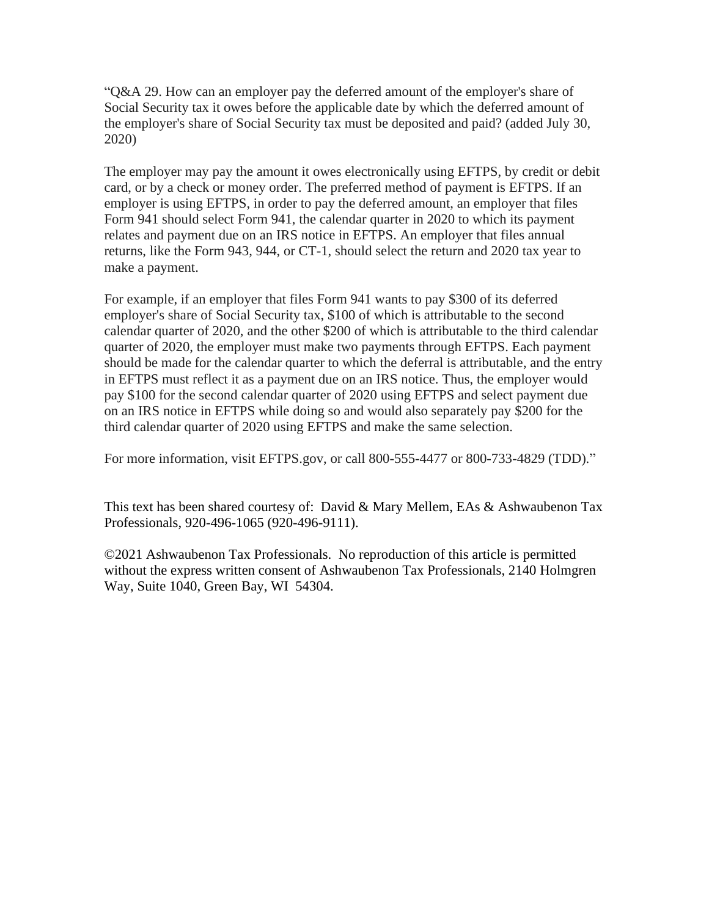"Q&A 29. How can an employer pay the deferred amount of the employer's share of Social Security tax it owes before the applicable date by which the deferred amount of the employer's share of Social Security tax must be deposited and paid? (added July 30, 2020)

The employer may pay the amount it owes electronically using EFTPS, by credit or debit card, or by a check or money order. The preferred method of payment is EFTPS. If an employer is using EFTPS, in order to pay the deferred amount, an employer that files Form 941 should select Form 941, the calendar quarter in 2020 to which its payment relates and payment due on an IRS notice in EFTPS. An employer that files annual returns, like the Form 943, 944, or CT-1, should select the return and 2020 tax year to make a payment.

For example, if an employer that files Form 941 wants to pay $300 of its deferred employer's share of Social Security tax, $100 of which is attributable to the second calendar quarter of 2020, and the other $200 of which is attributable to the third calendar quarter of 2020, the employer must make two payments through EFTPS. Each payment should be made for the calendar quarter to which the deferral is attributable, and the entry in EFTPS must reflect it as a payment due on an IRS notice. Thus, the employer would pay $100 for the second calendar quarter of 2020 using EFTPS and select payment due on an IRS notice in EFTPS while doing so and would also separately pay $200 for the third calendar quarter of 2020 using EFTPS and make the same selection.

For more information, visit EFTPS.gov, or call 800-555-4477 or 800-733-4829 (TDD)."

This text has been shared courtesy of: David & Mary Mellem, EAs & Ashwaubenon Tax Professionals, 920-496-1065 (920-496-9111).

©2021 Ashwaubenon Tax Professionals. No reproduction of this article is permitted without the express written consent of Ashwaubenon Tax Professionals, 2140 Holmgren Way, Suite 1040, Green Bay, WI 54304.